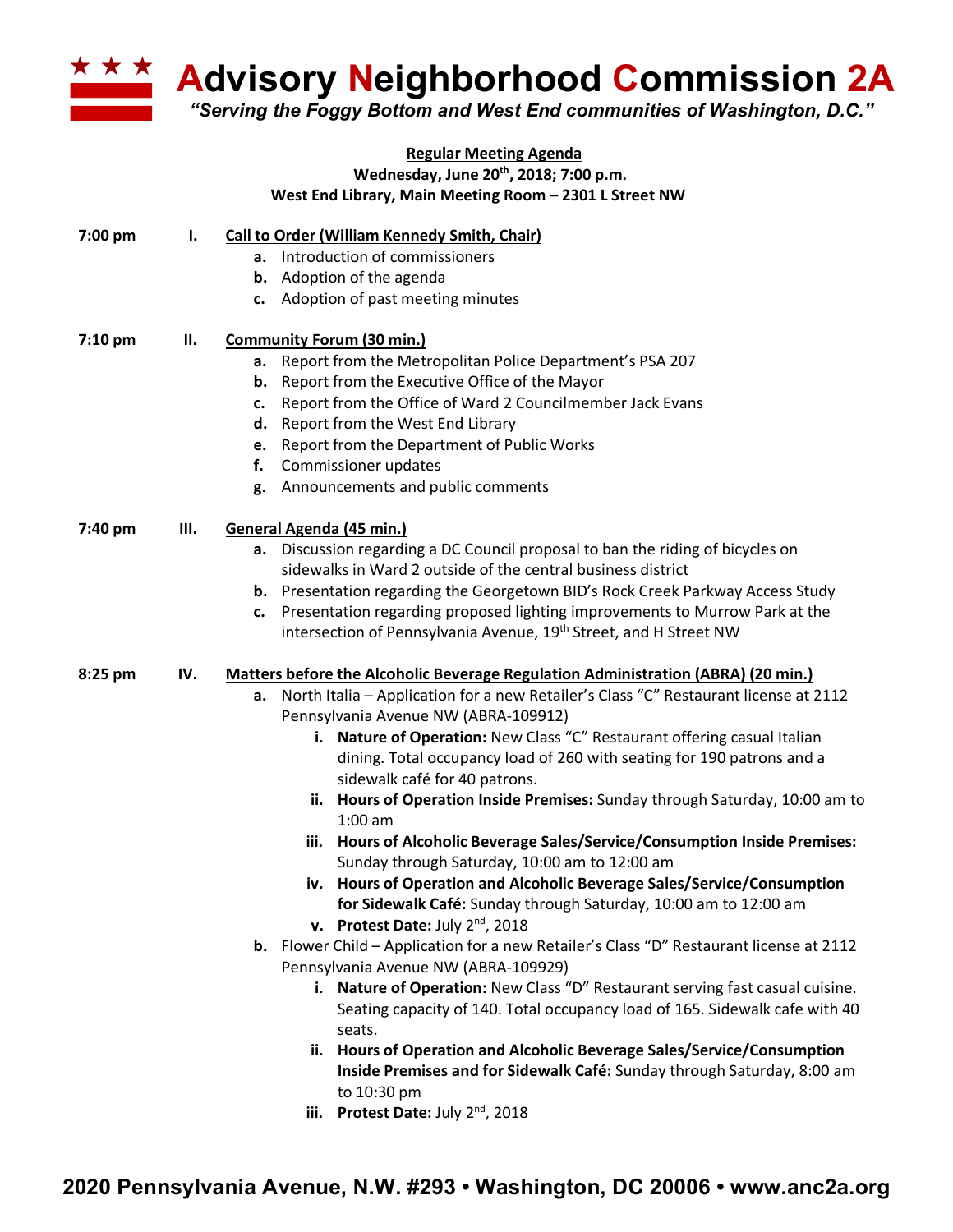# Advisory Neighborhood Commission 2A

*"Serving the Foggy Bottom and West End communities of Washington, D.C."*

**Regular Meeting Agenda**
**Wednesday, June 20th, 2018; 7:00 p.m.**
**West End Library, Main Meeting Room – 2301 L Street NW**

**7:00 pm — I. Call to Order (William Kennedy Smith, Chair)**

- **a.** Introduction of commissioners
- **b.** Adoption of the agenda
- **c.** Adoption of past meeting minutes

**7:10 pm — II. Community Forum (30 min.)**

- **a.** Report from the Metropolitan Police Department's PSA 207
- **b.** Report from the Executive Office of the Mayor
- **c.** Report from the Office of Ward 2 Councilmember Jack Evans
- **d.** Report from the West End Library
- **e.** Report from the Department of Public Works
- **f.** Commissioner updates
- **g.** Announcements and public comments

**7:40 pm — III. General Agenda (45 min.)**

- **a.** Discussion regarding a DC Council proposal to ban the riding of bicycles on sidewalks in Ward 2 outside of the central business district
- **b.** Presentation regarding the Georgetown BID's Rock Creek Parkway Access Study
- **c.** Presentation regarding proposed lighting improvements to Murrow Park at the intersection of Pennsylvania Avenue, 19th Street, and H Street NW

**8:25 pm — IV. Matters before the Alcoholic Beverage Regulation Administration (ABRA) (20 min.)**

- **a.** North Italia – Application for a new Retailer's Class "C" Restaurant license at 2112 Pennsylvania Avenue NW (ABRA-109912)
  - **i. Nature of Operation:** New Class "C" Restaurant offering casual Italian dining. Total occupancy load of 260 with seating for 190 patrons and a sidewalk café for 40 patrons.
  - **ii. Hours of Operation Inside Premises:** Sunday through Saturday, 10:00 am to 1:00 am
  - **iii. Hours of Alcoholic Beverage Sales/Service/Consumption Inside Premises:** Sunday through Saturday, 10:00 am to 12:00 am
  - **iv. Hours of Operation and Alcoholic Beverage Sales/Service/Consumption for Sidewalk Café:** Sunday through Saturday, 10:00 am to 12:00 am
  - **v. Protest Date:** July 2nd, 2018
- **b.** Flower Child – Application for a new Retailer's Class "D" Restaurant license at 2112 Pennsylvania Avenue NW (ABRA-109929)
  - **i. Nature of Operation:** New Class "D" Restaurant serving fast casual cuisine. Seating capacity of 140. Total occupancy load of 165. Sidewalk cafe with 40 seats.
  - **ii. Hours of Operation and Alcoholic Beverage Sales/Service/Consumption Inside Premises and for Sidewalk Café:** Sunday through Saturday, 8:00 am to 10:30 pm
  - **iii. Protest Date:** July 2nd, 2018

**2020 Pennsylvania Avenue, N.W. #293 • Washington, DC 20006 • www.anc2a.org**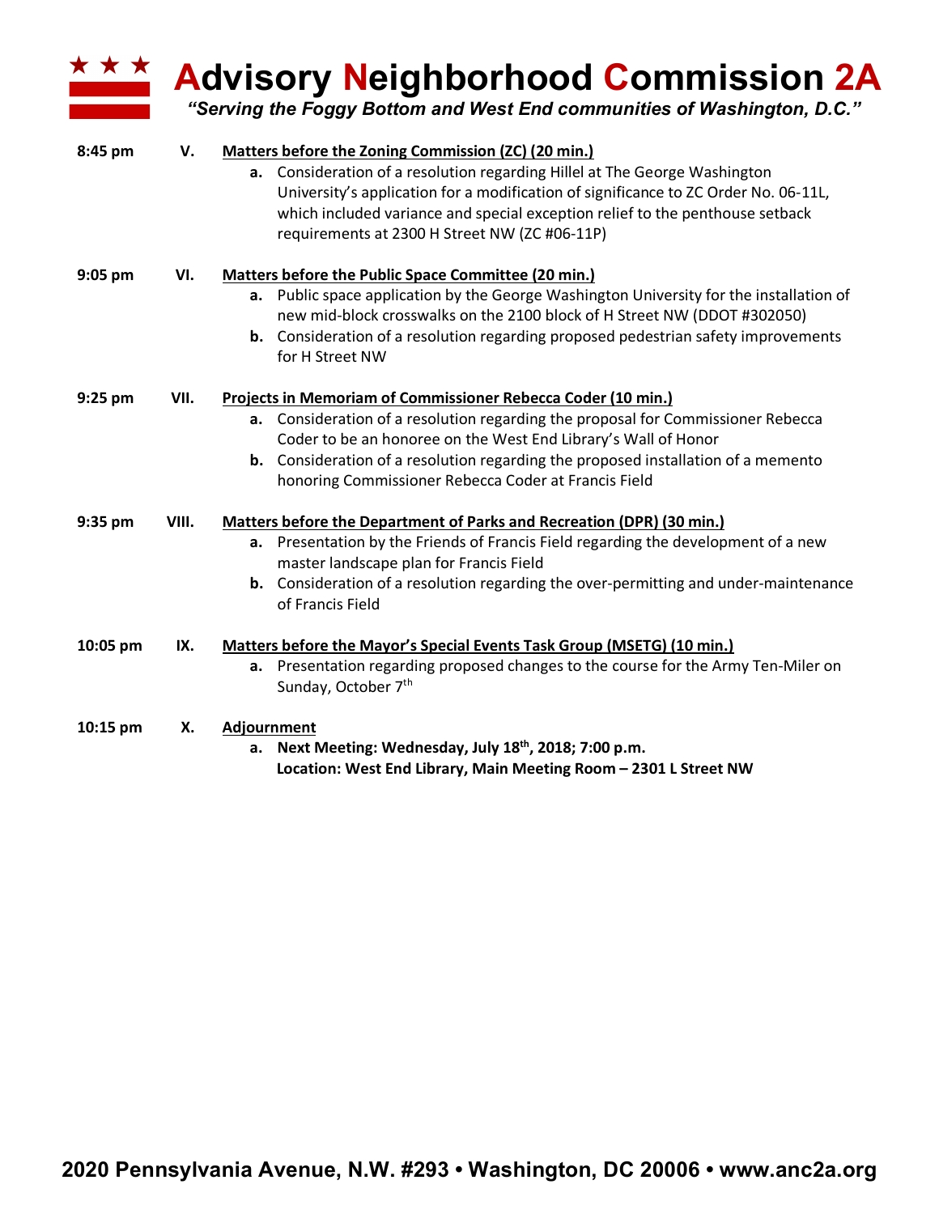# Advisory Neighborhood Commission 2A

*"Serving the Foggy Bottom and West End communities of Washington, D.C."*

**8:45 pm** **V.** **Matters before the Zoning Commission (ZC) (20 min.)**

- **a.** Consideration of a resolution regarding Hillel at The George Washington University's application for a modification of significance to ZC Order No. 06-11L, which included variance and special exception relief to the penthouse setback requirements at 2300 H Street NW (ZC #06-11P)

**9:05 pm** **VI.** **Matters before the Public Space Committee (20 min.)**

- **a.** Public space application by the George Washington University for the installation of new mid-block crosswalks on the 2100 block of H Street NW (DDOT #302050)
- **b.** Consideration of a resolution regarding proposed pedestrian safety improvements for H Street NW

**9:25 pm** **VII.** **Projects in Memoriam of Commissioner Rebecca Coder (10 min.)**

- **a.** Consideration of a resolution regarding the proposal for Commissioner Rebecca Coder to be an honoree on the West End Library's Wall of Honor
- **b.** Consideration of a resolution regarding the proposed installation of a memento honoring Commissioner Rebecca Coder at Francis Field

**9:35 pm** **VIII.** **Matters before the Department of Parks and Recreation (DPR) (30 min.)**

- **a.** Presentation by the Friends of Francis Field regarding the development of a new master landscape plan for Francis Field
- **b.** Consideration of a resolution regarding the over-permitting and under-maintenance of Francis Field

**10:05 pm** **IX.** **Matters before the Mayor's Special Events Task Group (MSETG) (10 min.)**

- **a.** Presentation regarding proposed changes to the course for the Army Ten-Miler on Sunday, October 7th

**10:15 pm** **X.** **Adjournment**

- **a.** **Next Meeting: Wednesday, July 18th, 2018; 7:00 p.m.**
  **Location: West End Library, Main Meeting Room – 2301 L Street NW**

**2020 Pennsylvania Avenue, N.W. #293 • Washington, DC 20006 • www.anc2a.org**